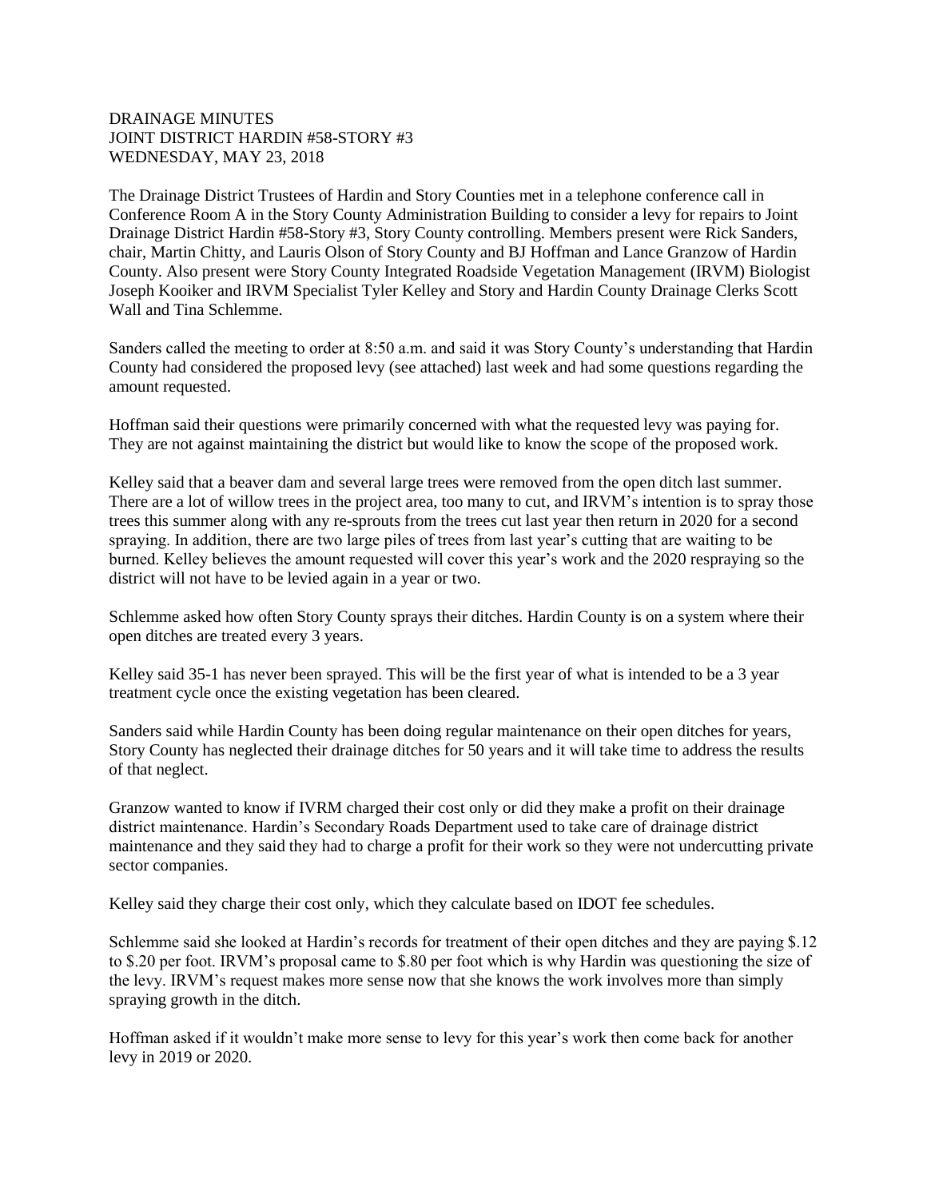DRAINAGE MINUTES
JOINT DISTRICT HARDIN #58-STORY #3
WEDNESDAY, MAY 23, 2018

The Drainage District Trustees of Hardin and Story Counties met in a telephone conference call in Conference Room A in the Story County Administration Building to consider a levy for repairs to Joint Drainage District Hardin #58-Story #3, Story County controlling. Members present were Rick Sanders, chair, Martin Chitty, and Lauris Olson of Story County and BJ Hoffman and Lance Granzow of Hardin County. Also present were Story County Integrated Roadside Vegetation Management (IRVM) Biologist Joseph Kooiker and IRVM Specialist Tyler Kelley and Story and Hardin County Drainage Clerks Scott Wall and Tina Schlemme.

Sanders called the meeting to order at 8:50 a.m. and said it was Story County's understanding that Hardin County had considered the proposed levy (see attached) last week and had some questions regarding the amount requested.

Hoffman said their questions were primarily concerned with what the requested levy was paying for. They are not against maintaining the district but would like to know the scope of the proposed work.

Kelley said that a beaver dam and several large trees were removed from the open ditch last summer. There are a lot of willow trees in the project area, too many to cut, and IRVM's intention is to spray those trees this summer along with any re-sprouts from the trees cut last year then return in 2020 for a second spraying. In addition, there are two large piles of trees from last year's cutting that are waiting to be burned. Kelley believes the amount requested will cover this year's work and the 2020 respraying so the district will not have to be levied again in a year or two.

Schlemme asked how often Story County sprays their ditches. Hardin County is on a system where their open ditches are treated every 3 years.

Kelley said 35-1 has never been sprayed. This will be the first year of what is intended to be a 3 year treatment cycle once the existing vegetation has been cleared.

Sanders said while Hardin County has been doing regular maintenance on their open ditches for years, Story County has neglected their drainage ditches for 50 years and it will take time to address the results of that neglect.

Granzow wanted to know if IVRM charged their cost only or did they make a profit on their drainage district maintenance. Hardin's Secondary Roads Department used to take care of drainage district maintenance and they said they had to charge a profit for their work so they were not undercutting private sector companies.

Kelley said they charge their cost only, which they calculate based on IDOT fee schedules.

Schlemme said she looked at Hardin's records for treatment of their open ditches and they are paying $.12 to $.20 per foot. IRVM's proposal came to $.80 per foot which is why Hardin was questioning the size of the levy. IRVM's request makes more sense now that she knows the work involves more than simply spraying growth in the ditch.

Hoffman asked if it wouldn't make more sense to levy for this year's work then come back for another levy in 2019 or 2020.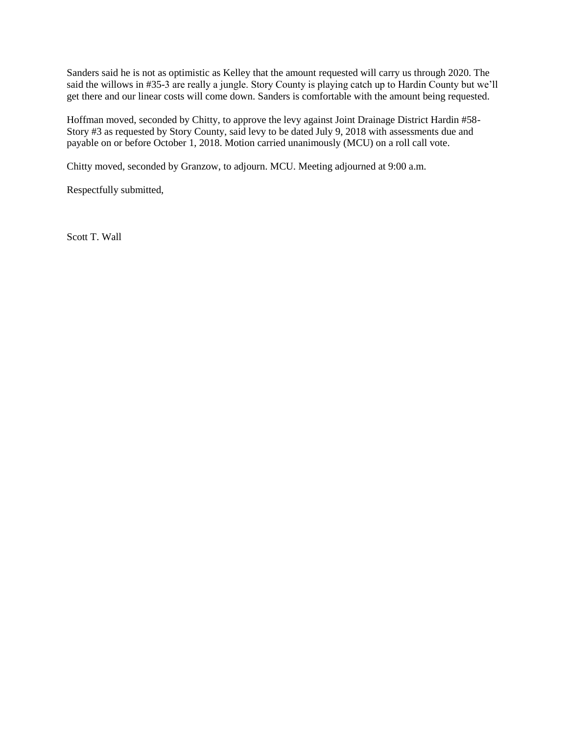Sanders said he is not as optimistic as Kelley that the amount requested will carry us through 2020. The said the willows in #35-3 are really a jungle. Story County is playing catch up to Hardin County but we'll get there and our linear costs will come down. Sanders is comfortable with the amount being requested.

Hoffman moved, seconded by Chitty, to approve the levy against Joint Drainage District Hardin #58-Story #3 as requested by Story County, said levy to be dated July 9, 2018 with assessments due and payable on or before October 1, 2018. Motion carried unanimously (MCU) on a roll call vote.

Chitty moved, seconded by Granzow, to adjourn. MCU. Meeting adjourned at 9:00 a.m.

Respectfully submitted,

Scott T. Wall